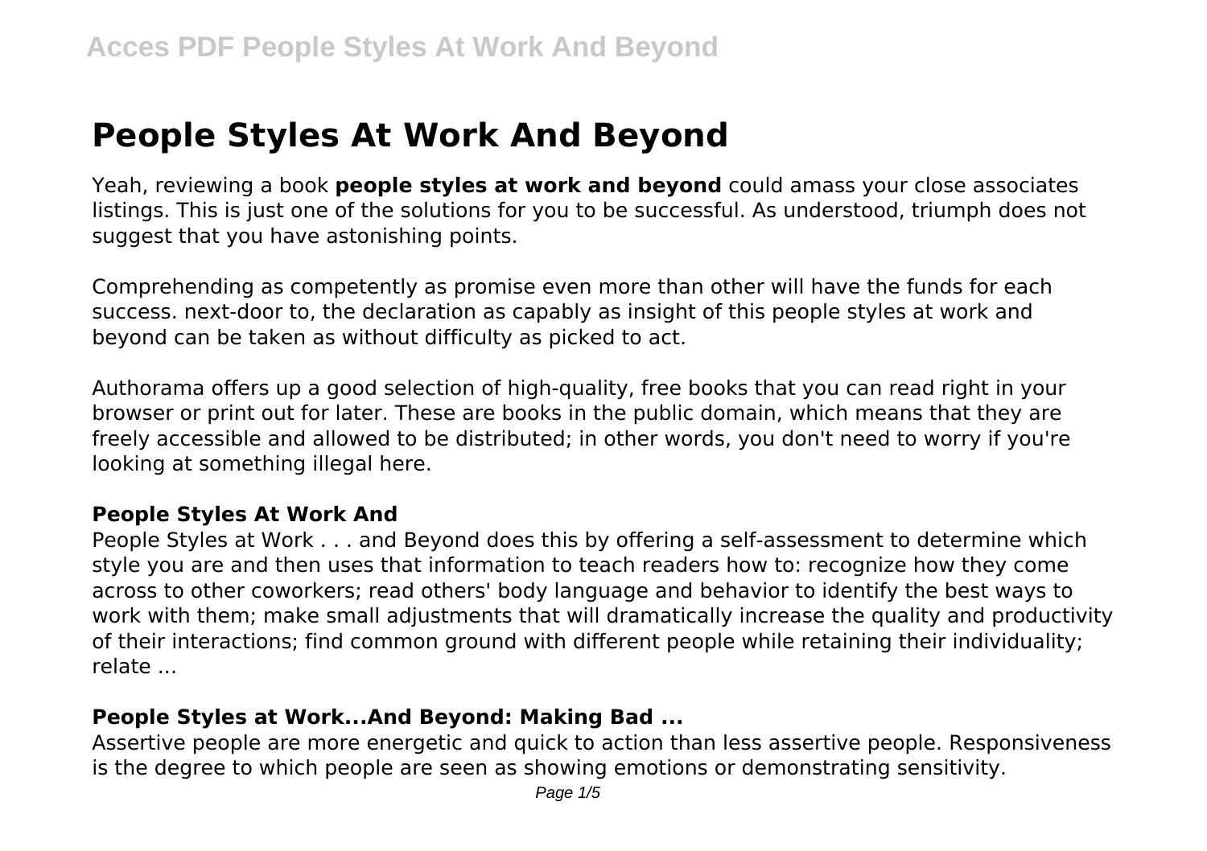# People Styles At Work And Beyond

Yeah, reviewing a book **people styles at work and beyond** could amass your close associates listings. This is just one of the solutions for you to be successful. As understood, triumph does not suggest that you have astonishing points.

Comprehending as competently as promise even more than other will have the funds for each success. next-door to, the declaration as capably as insight of this people styles at work and beyond can be taken as without difficulty as picked to act.

Authorama offers up a good selection of high-quality, free books that you can read right in your browser or print out for later. These are books in the public domain, which means that they are freely accessible and allowed to be distributed; in other words, you don't need to worry if you're looking at something illegal here.

### People Styles At Work And

People Styles at Work . . . and Beyond does this by offering a self-assessment to determine which style you are and then uses that information to teach readers how to: recognize how they come across to other coworkers; read others' body language and behavior to identify the best ways to work with them; make small adjustments that will dramatically increase the quality and productivity of their interactions; find common ground with different people while retaining their individuality; relate ...

### People Styles at Work...And Beyond: Making Bad ...

Assertive people are more energetic and quick to action than less assertive people. Responsiveness is the degree to which people are seen as showing emotions or demonstrating sensitivity.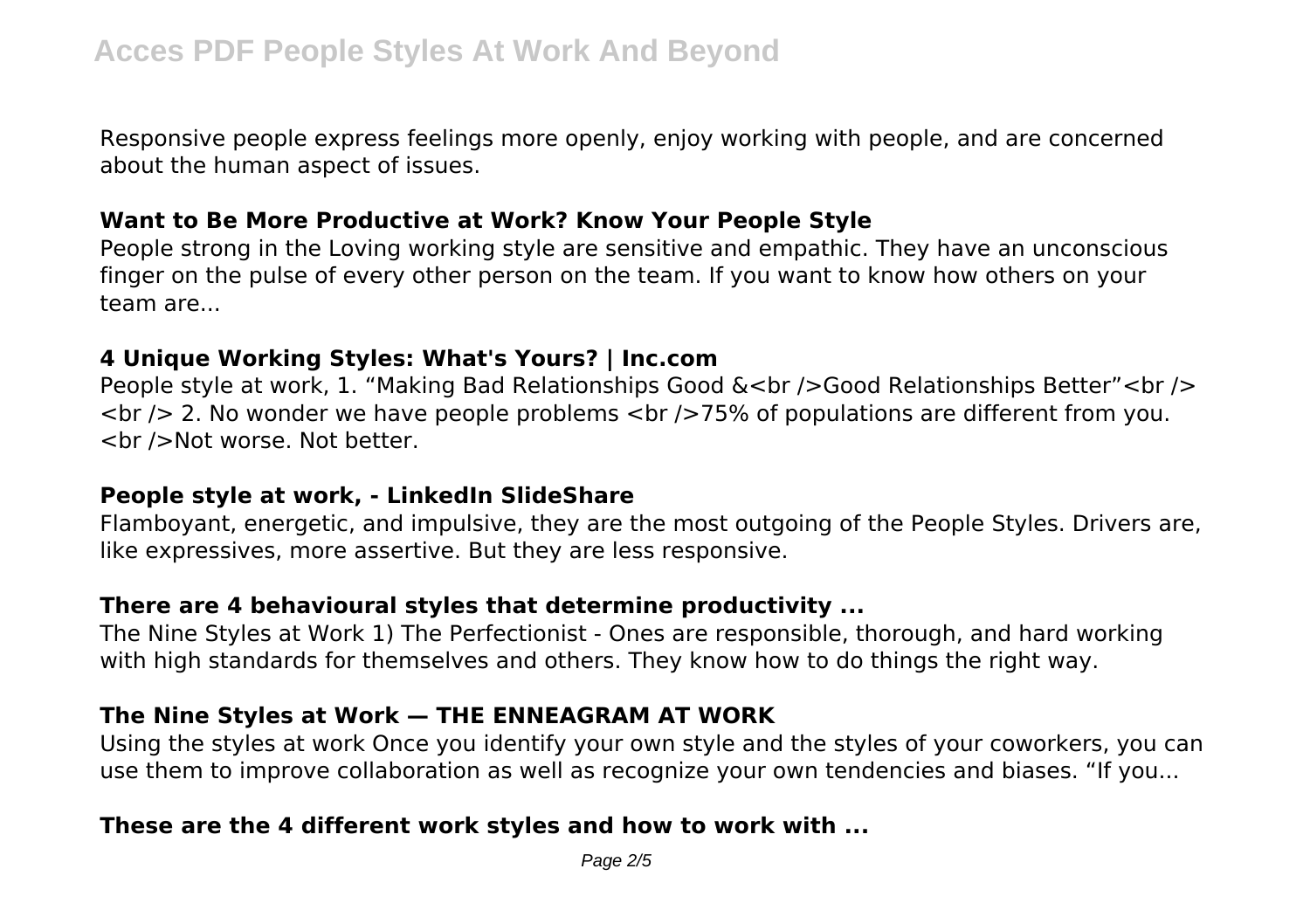Responsive people express feelings more openly, enjoy working with people, and are concerned about the human aspect of issues.

### Want to Be More Productive at Work? Know Your People Style

People strong in the Loving working style are sensitive and empathic. They have an unconscious finger on the pulse of every other person on the team. If you want to know how others on your team are...

### 4 Unique Working Styles: What's Yours? | Inc.com

People style at work, 1. "Making Bad Relationships Good &<br />Good Relationships Better"<br /> <br /> 2. No wonder we have people problems <br />75% of populations are different from you. <br />Not worse. Not better.

### People style at work, - LinkedIn SlideShare

Flamboyant, energetic, and impulsive, they are the most outgoing of the People Styles. Drivers are, like expressives, more assertive. But they are less responsive.

### There are 4 behavioural styles that determine productivity ...

The Nine Styles at Work 1) The Perfectionist - Ones are responsible, thorough, and hard working with high standards for themselves and others. They know how to do things the right way.

### The Nine Styles at Work — THE ENNEAGRAM AT WORK

Using the styles at work Once you identify your own style and the styles of your coworkers, you can use them to improve collaboration as well as recognize your own tendencies and biases. "If you...

### These are the 4 different work styles and how to work with ...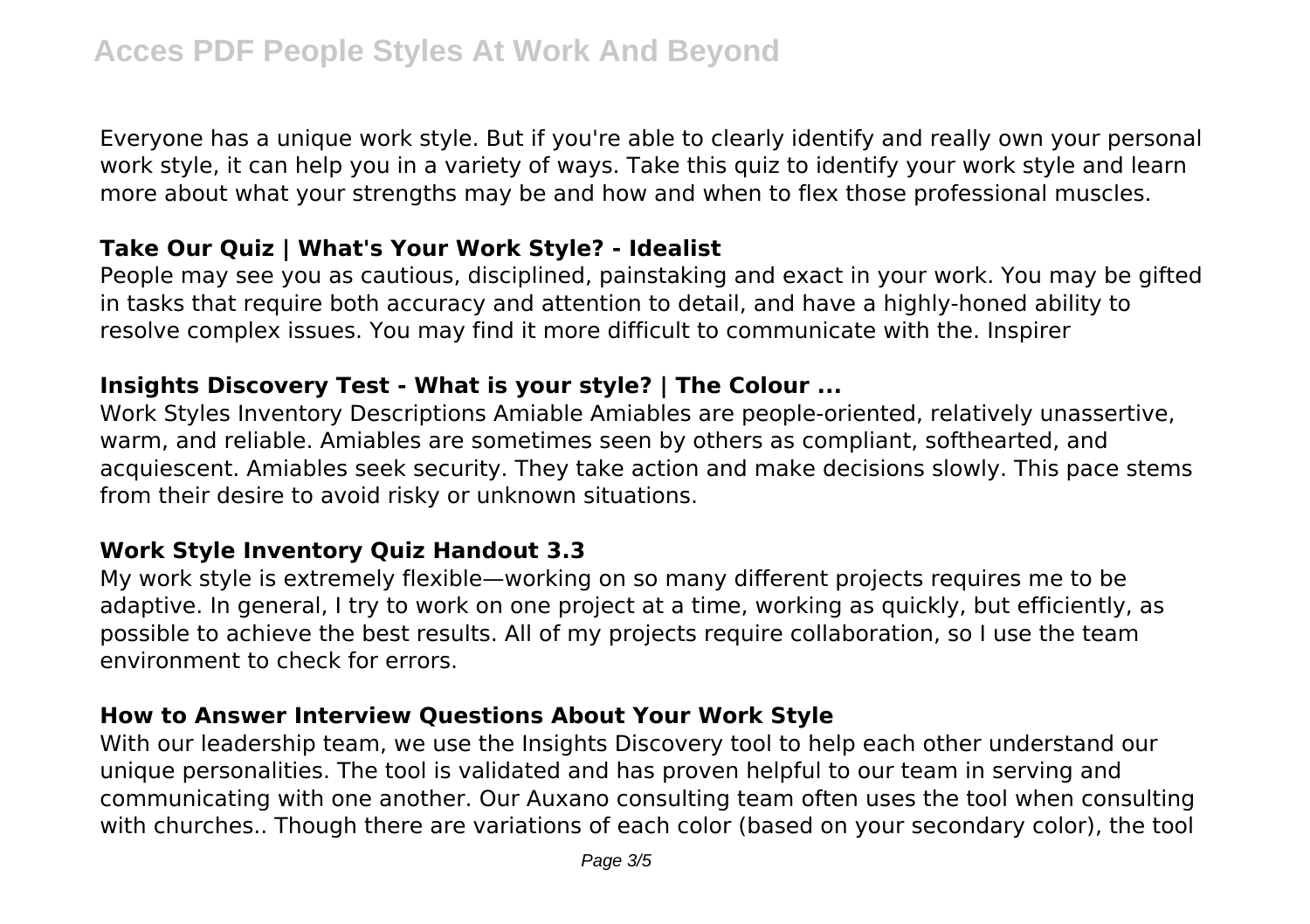Everyone has a unique work style. But if you're able to clearly identify and really own your personal work style, it can help you in a variety of ways. Take this quiz to identify your work style and learn more about what your strengths may be and how and when to flex those professional muscles.

### Take Our Quiz | What's Your Work Style? - Idealist

People may see you as cautious, disciplined, painstaking and exact in your work. You may be gifted in tasks that require both accuracy and attention to detail, and have a highly-honed ability to resolve complex issues. You may find it more difficult to communicate with the. Inspirer

### Insights Discovery Test - What is your style? | The Colour ...

Work Styles Inventory Descriptions Amiable Amiables are people-oriented, relatively unassertive, warm, and reliable. Amiables are sometimes seen by others as compliant, softhearted, and acquiescent. Amiables seek security. They take action and make decisions slowly. This pace stems from their desire to avoid risky or unknown situations.

### Work Style Inventory Quiz Handout 3.3

My work style is extremely flexible—working on so many different projects requires me to be adaptive. In general, I try to work on one project at a time, working as quickly, but efficiently, as possible to achieve the best results. All of my projects require collaboration, so I use the team environment to check for errors.

### How to Answer Interview Questions About Your Work Style

With our leadership team, we use the Insights Discovery tool to help each other understand our unique personalities. The tool is validated and has proven helpful to our team in serving and communicating with one another. Our Auxano consulting team often uses the tool when consulting with churches.. Though there are variations of each color (based on your secondary color), the tool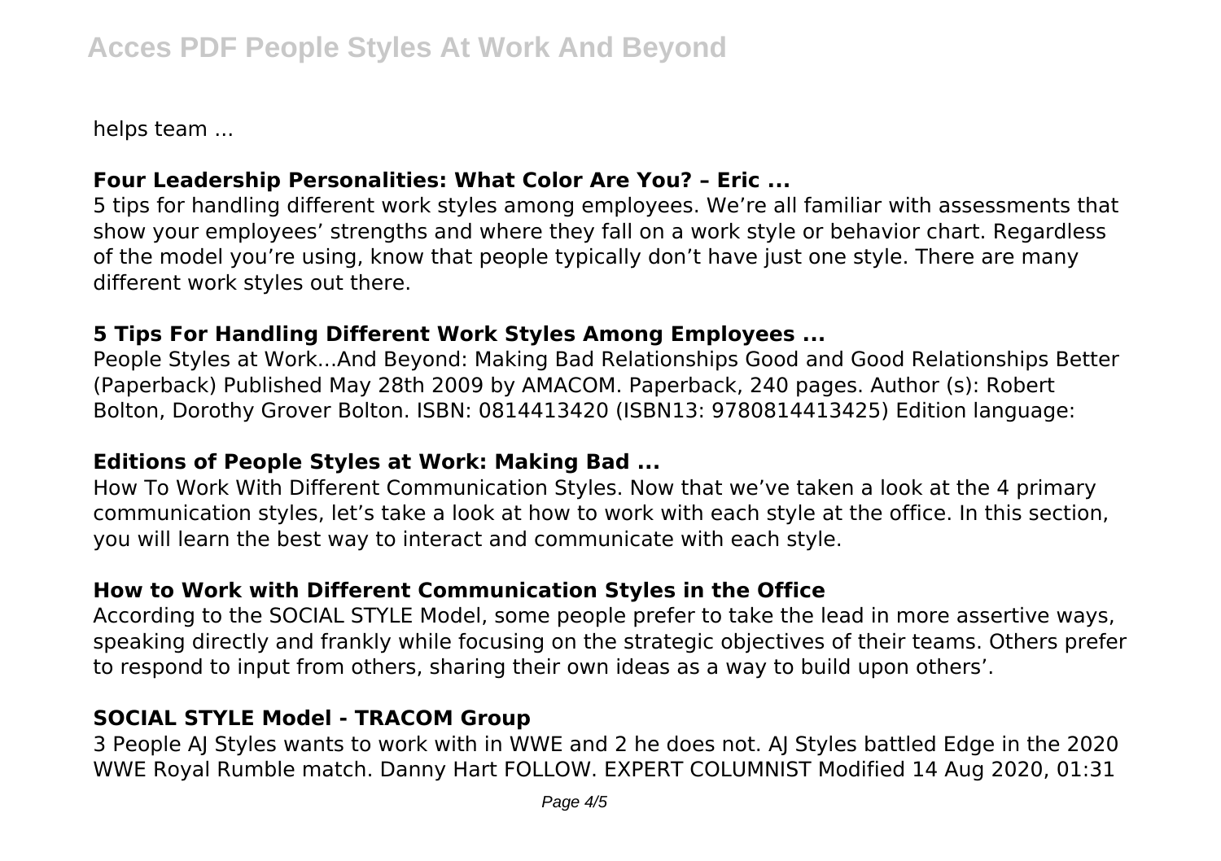helps team ...

## Four Leadership Personalities: What Color Are You? – Eric ...

5 tips for handling different work styles among employees. We're all familiar with assessments that show your employees' strengths and where they fall on a work style or behavior chart. Regardless of the model you're using, know that people typically don't have just one style. There are many different work styles out there.

## 5 Tips For Handling Different Work Styles Among Employees ...

People Styles at Work...And Beyond: Making Bad Relationships Good and Good Relationships Better (Paperback) Published May 28th 2009 by AMACOM. Paperback, 240 pages. Author (s): Robert Bolton, Dorothy Grover Bolton. ISBN: 0814413420 (ISBN13: 9780814413425) Edition language:

## Editions of People Styles at Work: Making Bad ...

How To Work With Different Communication Styles. Now that we've taken a look at the 4 primary communication styles, let's take a look at how to work with each style at the office. In this section, you will learn the best way to interact and communicate with each style.

## How to Work with Different Communication Styles in the Office

According to the SOCIAL STYLE Model, some people prefer to take the lead in more assertive ways, speaking directly and frankly while focusing on the strategic objectives of their teams. Others prefer to respond to input from others, sharing their own ideas as a way to build upon others'.

## SOCIAL STYLE Model - TRACOM Group

3 People AJ Styles wants to work with in WWE and 2 he does not. AJ Styles battled Edge in the 2020 WWE Royal Rumble match. Danny Hart FOLLOW. EXPERT COLUMNIST Modified 14 Aug 2020, 01:31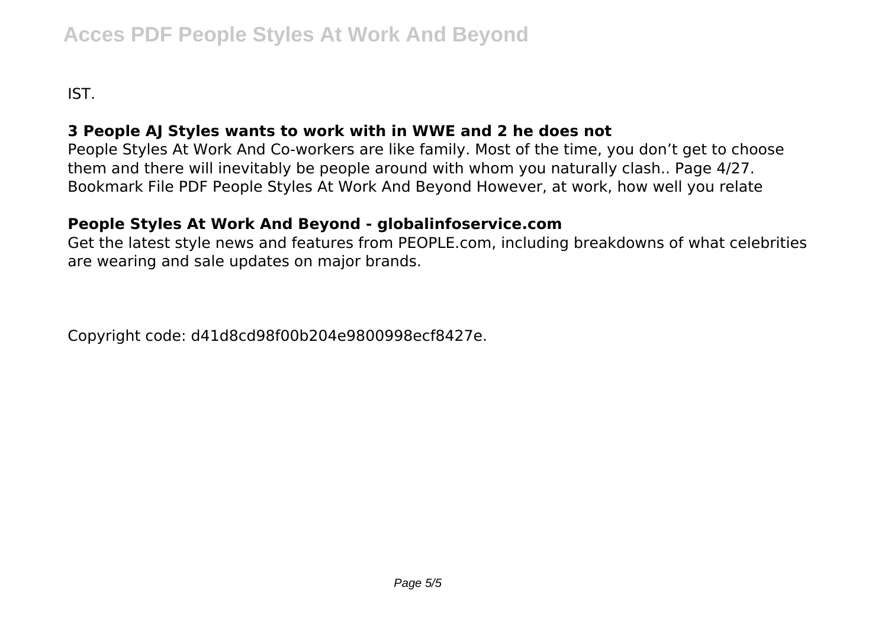IST.

### 3 People AJ Styles wants to work with in WWE and 2 he does not

People Styles At Work And Co-workers are like family. Most of the time, you don't get to choose them and there will inevitably be people around with whom you naturally clash.. Page 4/27. Bookmark File PDF People Styles At Work And Beyond However, at work, how well you relate

### People Styles At Work And Beyond - globalinfoservice.com

Get the latest style news and features from PEOPLE.com, including breakdowns of what celebrities are wearing and sale updates on major brands.

Copyright code: d41d8cd98f00b204e9800998ecf8427e.